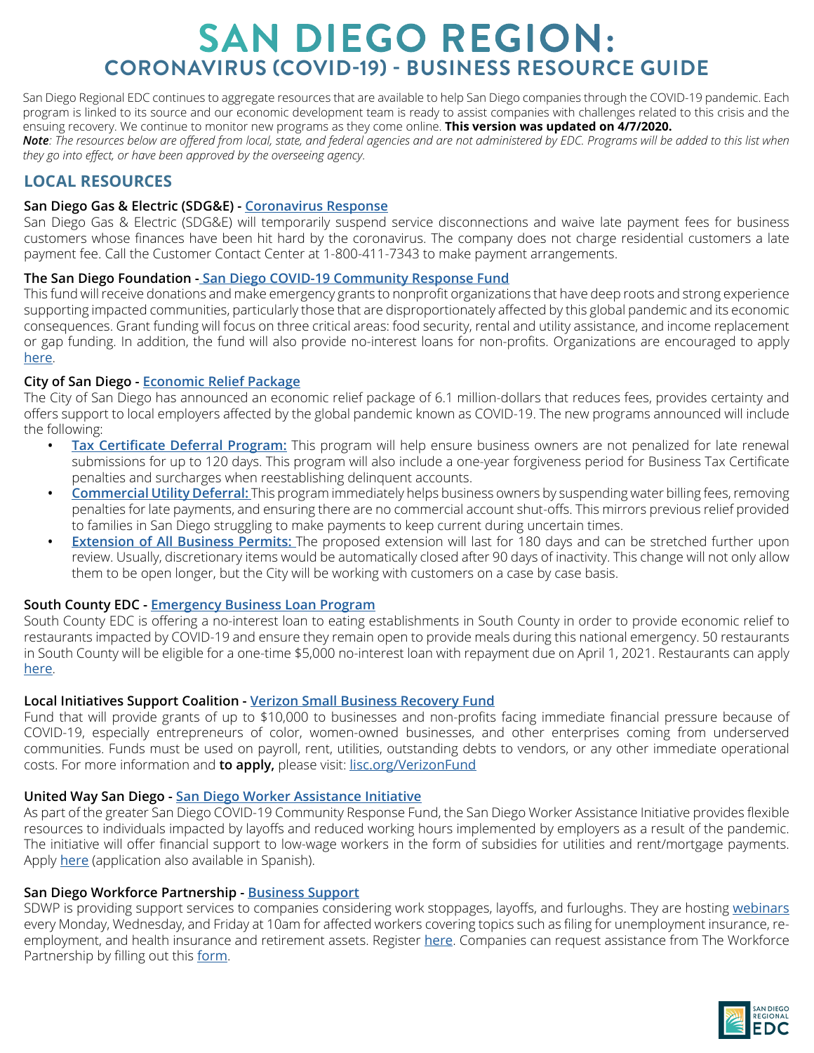# SAN DIEGO REGION:
## CORONAVIRUS (COVID-19) - BUSINESS RESOURCE GUIDE

San Diego Regional EDC continues to aggregate resources that are available to help San Diego companies through the COVID-19 pandemic. Each program is linked to its source and our economic development team is ready to assist companies with challenges related to this crisis and the ensuing recovery. We continue to monitor new programs as they come online. **This version was updated on 4/7/2020.**

***Note**: The resources below are offered from local, state, and federal agencies and are not administered by EDC. Programs will be added to this list when they go into effect, or have been approved by the overseeing agency.*

## LOCAL RESOURCES

**San Diego Gas & Electric (SDG&E) - Coronavirus Response**

San Diego Gas & Electric (SDG&E) will temporarily suspend service disconnections and waive late payment fees for business customers whose finances have been hit hard by the coronavirus. The company does not charge residential customers a late payment fee. Call the Customer Contact Center at 1-800-411-7343 to make payment arrangements.

**The San Diego Foundation - San Diego COVID-19 Community Response Fund**

This fund will receive donations and make emergency grants to nonprofit organizations that have deep roots and strong experience supporting impacted communities, particularly those that are disproportionately affected by this global pandemic and its economic consequences. Grant funding will focus on three critical areas: food security, rental and utility assistance, and income replacement or gap funding. In addition, the fund will also provide no-interest loans for non-profits. Organizations are encouraged to apply here.

**City of San Diego - Economic Relief Package**

The City of San Diego has announced an economic relief package of 6.1 million-dollars that reduces fees, provides certainty and offers support to local employers affected by the global pandemic known as COVID-19. The new programs announced will include the following:

- **Tax Certificate Deferral Program:** This program will help ensure business owners are not penalized for late renewal submissions for up to 120 days. This program will also include a one-year forgiveness period for Business Tax Certificate penalties and surcharges when reestablishing delinquent accounts.
- **Commercial Utility Deferral:** This program immediately helps business owners by suspending water billing fees, removing penalties for late payments, and ensuring there are no commercial account shut-offs. This mirrors previous relief provided to families in San Diego struggling to make payments to keep current during uncertain times.
- **Extension of All Business Permits:** The proposed extension will last for 180 days and can be stretched further upon review. Usually, discretionary items would be automatically closed after 90 days of inactivity. This change will not only allow them to be open longer, but the City will be working with customers on a case by case basis.

**South County EDC - Emergency Business Loan Program**

South County EDC is offering a no-interest loan to eating establishments in South County in order to provide economic relief to restaurants impacted by COVID-19 and ensure they remain open to provide meals during this national emergency. 50 restaurants in South County will be eligible for a one-time $5,000 no-interest loan with repayment due on April 1, 2021. Restaurants can apply here.

**Local Initiatives Support Coalition - Verizon Small Business Recovery Fund**

Fund that will provide grants of up to $10,000 to businesses and non-profits facing immediate financial pressure because of COVID-19, especially entrepreneurs of color, women-owned businesses, and other enterprises coming from underserved communities. Funds must be used on payroll, rent, utilities, outstanding debts to vendors, or any other immediate operational costs. For more information and **to apply,** please visit: lisc.org/VerizonFund

**United Way San Diego - San Diego Worker Assistance Initiative**

As part of the greater San Diego COVID-19 Community Response Fund, the San Diego Worker Assistance Initiative provides flexible resources to individuals impacted by layoffs and reduced working hours implemented by employers as a result of the pandemic. The initiative will offer financial support to low-wage workers in the form of subsidies for utilities and rent/mortgage payments. Apply here (application also available in Spanish).

**San Diego Workforce Partnership - Business Support**

SDWP is providing support services to companies considering work stoppages, layoffs, and furloughs. They are hosting webinars every Monday, Wednesday, and Friday at 10am for affected workers covering topics such as filing for unemployment insurance, re-employment, and health insurance and retirement assets. Register here. Companies can request assistance from The Workforce Partnership by filling out this form.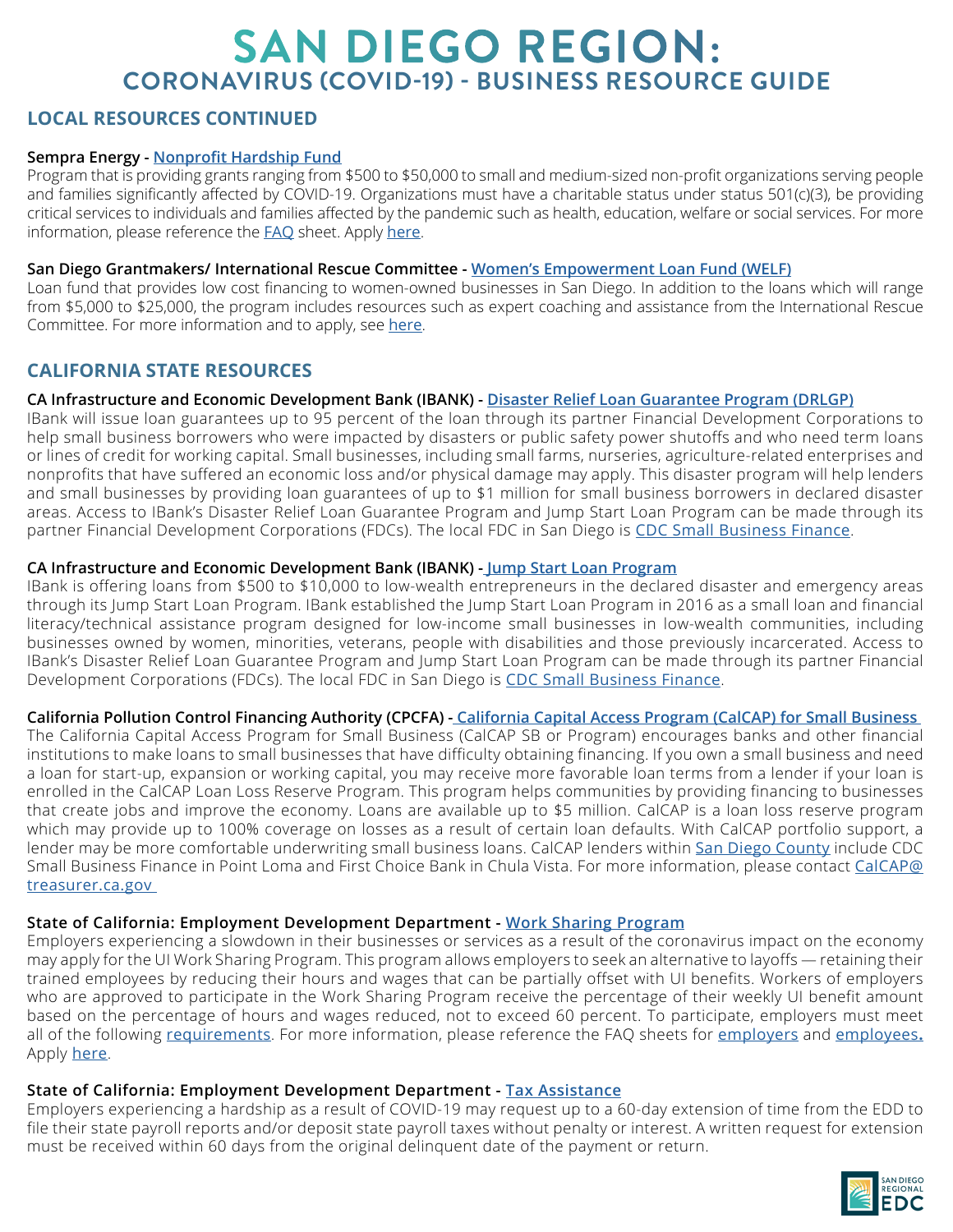# SAN DIEGO REGION:
## CORONAVIRUS (COVID-19) - BUSINESS RESOURCE GUIDE

## LOCAL RESOURCES CONTINUED

**Sempra Energy - Nonprofit Hardship Fund**

Program that is providing grants ranging from $500 to $50,000 to small and medium-sized non-profit organizations serving people and families significantly affected by COVID-19. Organizations must have a charitable status under status 501(c)(3), be providing critical services to individuals and families affected by the pandemic such as health, education, welfare or social services. For more information, please reference the FAQ sheet. Apply here.

**San Diego Grantmakers/ International Rescue Committee - Women's Empowerment Loan Fund (WELF)**

Loan fund that provides low cost financing to women-owned businesses in San Diego. In addition to the loans which will range from $5,000 to $25,000, the program includes resources such as expert coaching and assistance from the International Rescue Committee. For more information and to apply, see here.

## CALIFORNIA STATE RESOURCES

**CA Infrastructure and Economic Development Bank (IBANK) - Disaster Relief Loan Guarantee Program (DRLGP)**

IBank will issue loan guarantees up to 95 percent of the loan through its partner Financial Development Corporations to help small business borrowers who were impacted by disasters or public safety power shutoffs and who need term loans or lines of credit for working capital. Small businesses, including small farms, nurseries, agriculture-related enterprises and nonprofits that have suffered an economic loss and/or physical damage may apply. This disaster program will help lenders and small businesses by providing loan guarantees of up to $1 million for small business borrowers in declared disaster areas. Access to IBank's Disaster Relief Loan Guarantee Program and Jump Start Loan Program can be made through its partner Financial Development Corporations (FDCs). The local FDC in San Diego is CDC Small Business Finance.

**CA Infrastructure and Economic Development Bank (IBANK) - Jump Start Loan Program**

IBank is offering loans from $500 to $10,000 to low-wealth entrepreneurs in the declared disaster and emergency areas through its Jump Start Loan Program. IBank established the Jump Start Loan Program in 2016 as a small loan and financial literacy/technical assistance program designed for low-income small businesses in low-wealth communities, including businesses owned by women, minorities, veterans, people with disabilities and those previously incarcerated. Access to IBank's Disaster Relief Loan Guarantee Program and Jump Start Loan Program can be made through its partner Financial Development Corporations (FDCs). The local FDC in San Diego is CDC Small Business Finance.

**California Pollution Control Financing Authority (CPCFA) - California Capital Access Program (CalCAP) for Small Business**

The California Capital Access Program for Small Business (CalCAP SB or Program) encourages banks and other financial institutions to make loans to small businesses that have difficulty obtaining financing. If you own a small business and need a loan for start-up, expansion or working capital, you may receive more favorable loan terms from a lender if your loan is enrolled in the CalCAP Loan Loss Reserve Program. This program helps communities by providing financing to businesses that create jobs and improve the economy. Loans are available up to $5 million. CalCAP is a loan loss reserve program which may provide up to 100% coverage on losses as a result of certain loan defaults. With CalCAP portfolio support, a lender may be more comfortable underwriting small business loans. CalCAP lenders within San Diego County include CDC Small Business Finance in Point Loma and First Choice Bank in Chula Vista. For more information, please contact CalCAP@treasurer.ca.gov

**State of California: Employment Development Department - Work Sharing Program**

Employers experiencing a slowdown in their businesses or services as a result of the coronavirus impact on the economy may apply for the UI Work Sharing Program. This program allows employers to seek an alternative to layoffs — retaining their trained employees by reducing their hours and wages that can be partially offset with UI benefits. Workers of employers who are approved to participate in the Work Sharing Program receive the percentage of their weekly UI benefit amount based on the percentage of hours and wages reduced, not to exceed 60 percent. To participate, employers must meet all of the following requirements. For more information, please reference the FAQ sheets for employers and employees. Apply here.

**State of California: Employment Development Department - Tax Assistance**

Employers experiencing a hardship as a result of COVID-19 may request up to a 60-day extension of time from the EDD to file their state payroll reports and/or deposit state payroll taxes without penalty or interest. A written request for extension must be received within 60 days from the original delinquent date of the payment or return.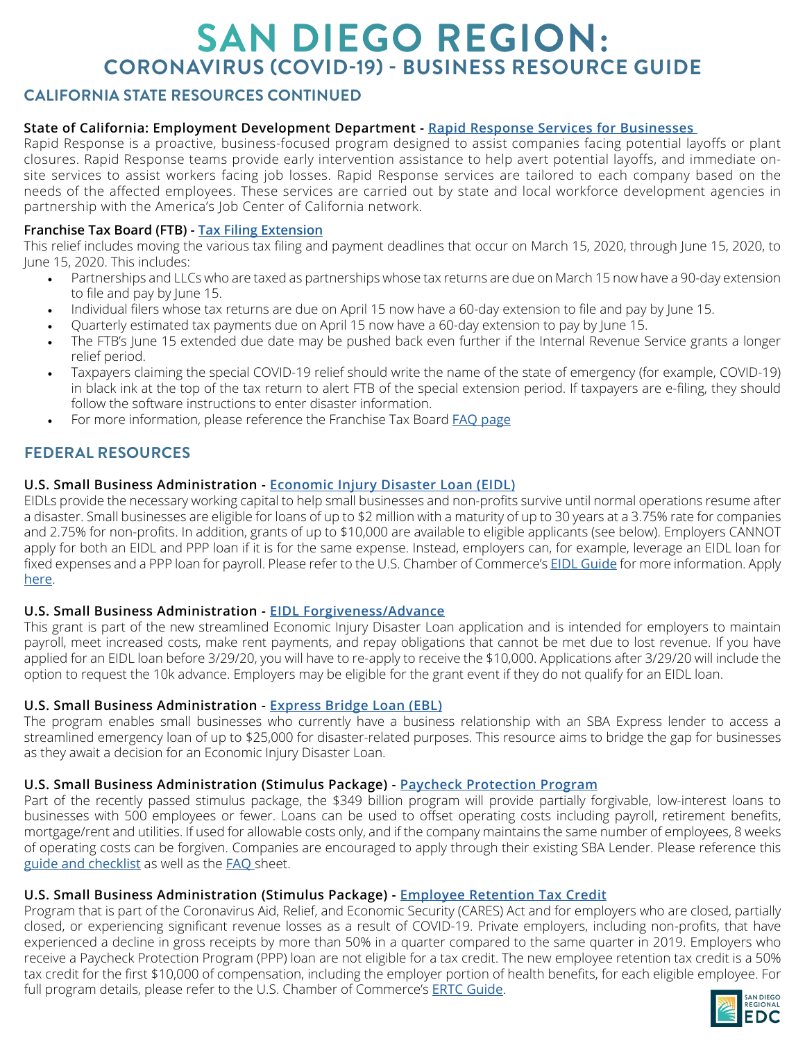# SAN DIEGO REGION:
## CORONAVIRUS (COVID-19) - BUSINESS RESOURCE GUIDE

### CALIFORNIA STATE RESOURCES CONTINUED

**State of California: Employment Development Department - Rapid Response Services for Businesses**

Rapid Response is a proactive, business-focused program designed to assist companies facing potential layoffs or plant closures. Rapid Response teams provide early intervention assistance to help avert potential layoffs, and immediate on-site services to assist workers facing job losses. Rapid Response services are tailored to each company based on the needs of the affected employees. These services are carried out by state and local workforce development agencies in partnership with the America's Job Center of California network.

**Franchise Tax Board (FTB) - Tax Filing Extension**

This relief includes moving the various tax filing and payment deadlines that occur on March 15, 2020, through June 15, 2020, to June 15, 2020. This includes:

- Partnerships and LLCs who are taxed as partnerships whose tax returns are due on March 15 now have a 90-day extension to file and pay by June 15.
- Individual filers whose tax returns are due on April 15 now have a 60-day extension to file and pay by June 15.
- Quarterly estimated tax payments due on April 15 now have a 60-day extension to pay by June 15.
- The FTB's June 15 extended due date may be pushed back even further if the Internal Revenue Service grants a longer relief period.
- Taxpayers claiming the special COVID-19 relief should write the name of the state of emergency (for example, COVID-19) in black ink at the top of the tax return to alert FTB of the special extension period. If taxpayers are e-filing, they should follow the software instructions to enter disaster information.
- For more information, please reference the Franchise Tax Board FAQ page

### FEDERAL RESOURCES

**U.S. Small Business Administration - Economic Injury Disaster Loan (EIDL)**

EIDLs provide the necessary working capital to help small businesses and non-profits survive until normal operations resume after a disaster. Small businesses are eligible for loans of up to $2 million with a maturity of up to 30 years at a 3.75% rate for companies and 2.75% for non-profits. In addition, grants of up to $10,000 are available to eligible applicants (see below). Employers CANNOT apply for both an EIDL and PPP loan if it is for the same expense. Instead, employers can, for example, leverage an EIDL loan for fixed expenses and a PPP loan for payroll. Please refer to the U.S. Chamber of Commerce's EIDL Guide for more information. Apply here.

**U.S. Small Business Administration - EIDL Forgiveness/Advance**

This grant is part of the new streamlined Economic Injury Disaster Loan application and is intended for employers to maintain payroll, meet increased costs, make rent payments, and repay obligations that cannot be met due to lost revenue. If you have applied for an EIDL loan before 3/29/20, you will have to re-apply to receive the $10,000. Applications after 3/29/20 will include the option to request the 10k advance. Employers may be eligible for the grant event if they do not qualify for an EIDL loan.

**U.S. Small Business Administration - Express Bridge Loan (EBL)**

The program enables small businesses who currently have a business relationship with an SBA Express lender to access a streamlined emergency loan of up to $25,000 for disaster-related purposes. This resource aims to bridge the gap for businesses as they await a decision for an Economic Injury Disaster Loan.

**U.S. Small Business Administration (Stimulus Package) - Paycheck Protection Program**

Part of the recently passed stimulus package, the $349 billion program will provide partially forgivable, low-interest loans to businesses with 500 employees or fewer. Loans can be used to offset operating costs including payroll, retirement benefits, mortgage/rent and utilities. If used for allowable costs only, and if the company maintains the same number of employees, 8 weeks of operating costs can be forgiven. Companies are encouraged to apply through their existing SBA Lender. Please reference this guide and checklist as well as the FAQ sheet.

**U.S. Small Business Administration (Stimulus Package) - Employee Retention Tax Credit**

Program that is part of the Coronavirus Aid, Relief, and Economic Security (CARES) Act and for employers who are closed, partially closed, or experiencing significant revenue losses as a result of COVID-19. Private employers, including non-profits, that have experienced a decline in gross receipts by more than 50% in a quarter compared to the same quarter in 2019. Employers who receive a Paycheck Protection Program (PPP) loan are not eligible for a tax credit. The new employee retention tax credit is a 50% tax credit for the first $10,000 of compensation, including the employer portion of health benefits, for each eligible employee. For full program details, please refer to the U.S. Chamber of Commerce's ERTC Guide.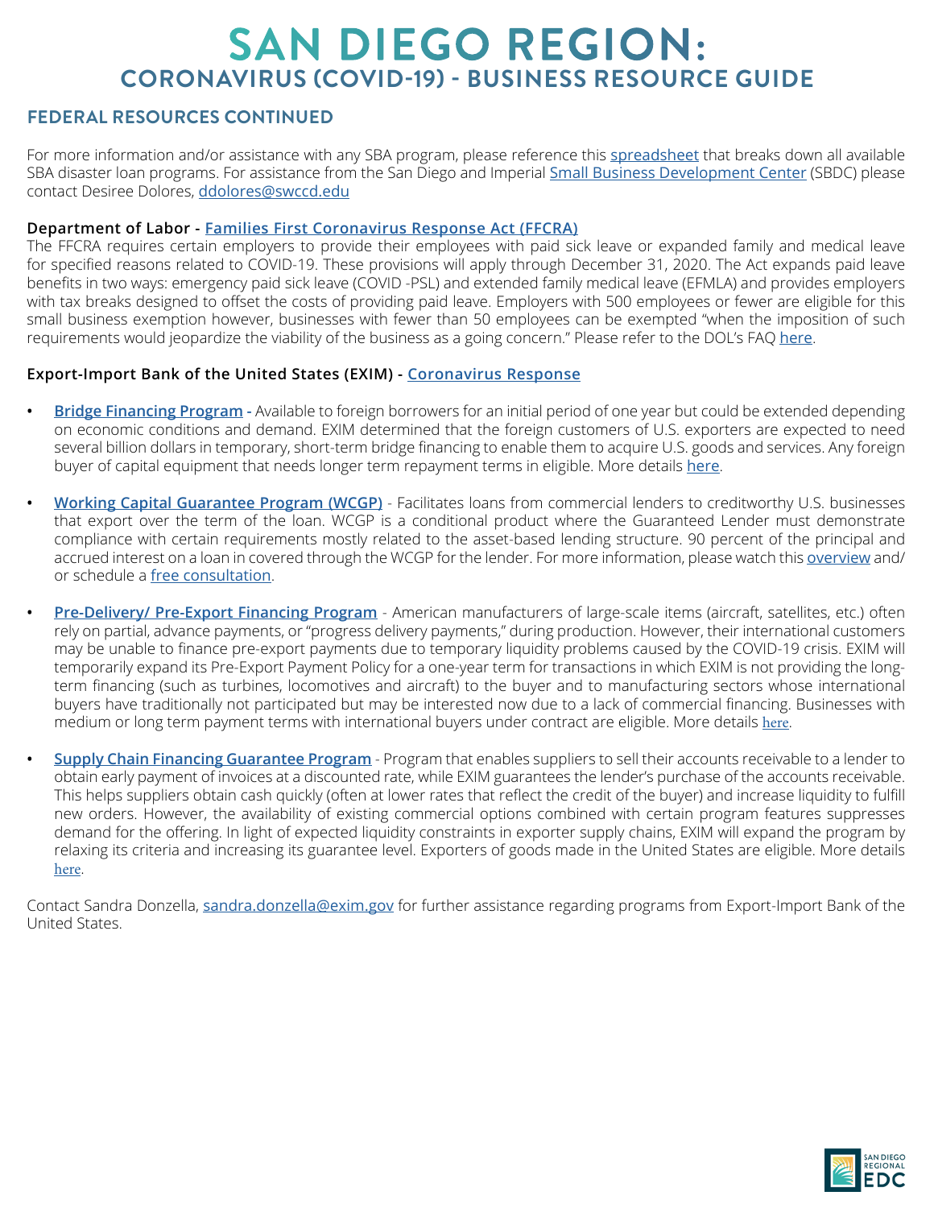# SAN DIEGO REGION:
## CORONAVIRUS (COVID-19) - BUSINESS RESOURCE GUIDE

### FEDERAL RESOURCES CONTINUED

For more information and/or assistance with any SBA program, please reference this spreadsheet that breaks down all available SBA disaster loan programs. For assistance from the San Diego and Imperial Small Business Development Center (SBDC) please contact Desiree Dolores, ddolores@swccd.edu

**Department of Labor - Families First Coronavirus Response Act (FFCRA)**
The FFCRA requires certain employers to provide their employees with paid sick leave or expanded family and medical leave for specified reasons related to COVID-19. These provisions will apply through December 31, 2020. The Act expands paid leave benefits in two ways: emergency paid sick leave (COVID -PSL) and extended family medical leave (EFMLA) and provides employers with tax breaks designed to offset the costs of providing paid leave. Employers with 500 employees or fewer are eligible for this small business exemption however, businesses with fewer than 50 employees can be exempted "when the imposition of such requirements would jeopardize the viability of the business as a going concern." Please refer to the DOL's FAQ here.

**Export-Import Bank of the United States (EXIM) - Coronavirus Response**

- **Bridge Financing Program** - Available to foreign borrowers for an initial period of one year but could be extended depending on economic conditions and demand. EXIM determined that the foreign customers of U.S. exporters are expected to need several billion dollars in temporary, short-term bridge financing to enable them to acquire U.S. goods and services. Any foreign buyer of capital equipment that needs longer term repayment terms in eligible. More details here.

- **Working Capital Guarantee Program (WCGP)** - Facilitates loans from commercial lenders to creditworthy U.S. businesses that export over the term of the loan. WCGP is a conditional product where the Guaranteed Lender must demonstrate compliance with certain requirements mostly related to the asset-based lending structure. 90 percent of the principal and accrued interest on a loan in covered through the WCGP for the lender. For more information, please watch this overview and/or schedule a free consultation.

- **Pre-Delivery/ Pre-Export Financing Program** - American manufacturers of large-scale items (aircraft, satellites, etc.) often rely on partial, advance payments, or "progress delivery payments," during production. However, their international customers may be unable to finance pre-export payments due to temporary liquidity problems caused by the COVID-19 crisis. EXIM will temporarily expand its Pre-Export Payment Policy for a one-year term for transactions in which EXIM is not providing the long-term financing (such as turbines, locomotives and aircraft) to the buyer and to manufacturing sectors whose international buyers have traditionally not participated but may be interested now due to a lack of commercial financing. Businesses with medium or long term payment terms with international buyers under contract are eligible. More details here.

- **Supply Chain Financing Guarantee Program** - Program that enables suppliers to sell their accounts receivable to a lender to obtain early payment of invoices at a discounted rate, while EXIM guarantees the lender's purchase of the accounts receivable. This helps suppliers obtain cash quickly (often at lower rates that reflect the credit of the buyer) and increase liquidity to fulfill new orders. However, the availability of existing commercial options combined with certain program features suppresses demand for the offering. In light of expected liquidity constraints in exporter supply chains, EXIM will expand the program by relaxing its criteria and increasing its guarantee level. Exporters of goods made in the United States are eligible. More details here.

Contact Sandra Donzella, sandra.donzella@exim.gov for further assistance regarding programs from Export-Import Bank of the United States.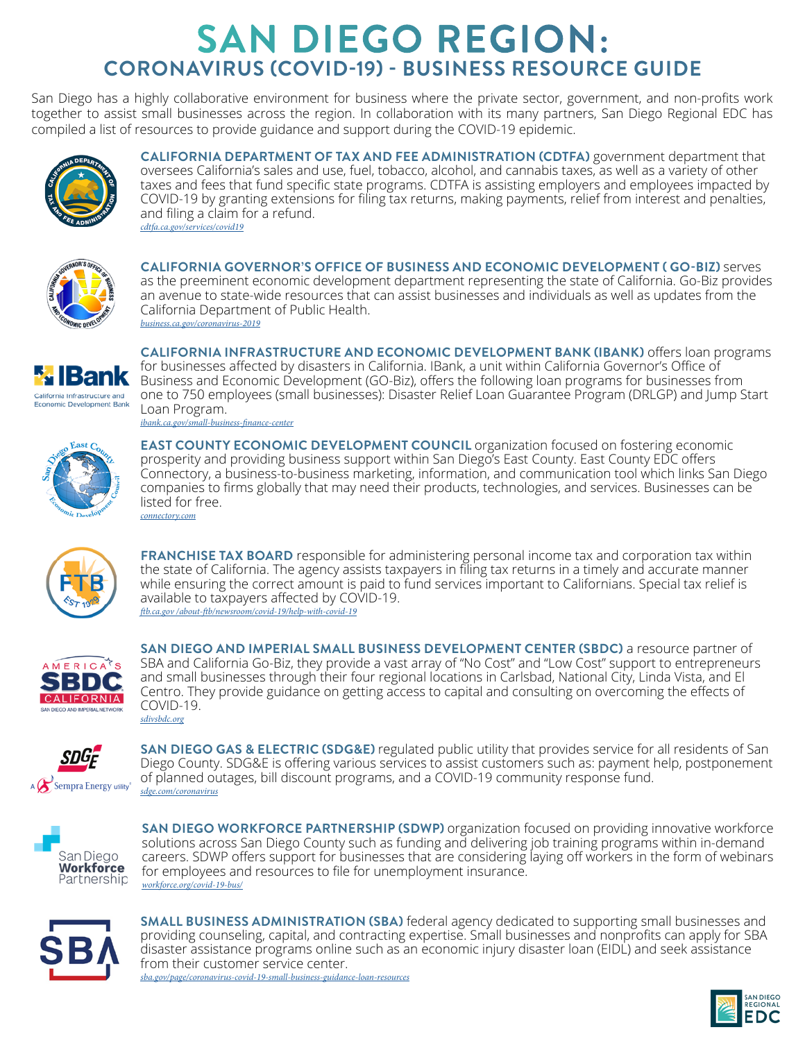# SAN DIEGO REGION:

## CORONAVIRUS (COVID-19) - BUSINESS RESOURCE GUIDE

San Diego has a highly collaborative environment for business where the private sector, government, and non-profits work together to assist small businesses across the region. In collaboration with its many partners, San Diego Regional EDC has compiled a list of resources to provide guidance and support during the COVID-19 epidemic.

**CALIFORNIA DEPARTMENT OF TAX AND FEE ADMINISTRATION (CDTFA)** government department that oversees California's sales and use, fuel, tobacco, alcohol, and cannabis taxes, as well as a variety of other taxes and fees that fund specific state programs. CDTFA is assisting employers and employees impacted by COVID-19 by granting extensions for filing tax returns, making payments, relief from interest and penalties, and filing a claim for a refund.
*cdtfa.ca.gov/services/covid19*

**CALIFORNIA GOVERNOR'S OFFICE OF BUSINESS AND ECONOMIC DEVELOPMENT ( GO-BIZ)** serves as the preeminent economic development department representing the state of California. Go-Biz provides an avenue to state-wide resources that can assist businesses and individuals as well as updates from the California Department of Public Health.
*business.ca.gov/coronavirus-2019*

**CALIFORNIA INFRASTRUCTURE AND ECONOMIC DEVELOPMENT BANK (IBANK)** offers loan programs for businesses affected by disasters in California. IBank, a unit within California Governor's Office of Business and Economic Development (GO-Biz), offers the following loan programs for businesses from one to 750 employees (small businesses): Disaster Relief Loan Guarantee Program (DRLGP) and Jump Start Loan Program.
*ibank.ca.gov/small-business-finance-center*

**EAST COUNTY ECONOMIC DEVELOPMENT COUNCIL** organization focused on fostering economic prosperity and providing business support within San Diego's East County. East County EDC offers Connectory, a business-to-business marketing, information, and communication tool which links San Diego companies to firms globally that may need their products, technologies, and services. Businesses can be listed for free.
*connectory.com*

**FRANCHISE TAX BOARD** responsible for administering personal income tax and corporation tax within the state of California. The agency assists taxpayers in filing tax returns in a timely and accurate manner while ensuring the correct amount is paid to fund services important to Californians. Special tax relief is available to taxpayers affected by COVID-19.
*ftb.ca.gov /about-ftb/newsroom/covid-19/help-with-covid-19*

**SAN DIEGO AND IMPERIAL SMALL BUSINESS DEVELOPMENT CENTER (SBDC)** a resource partner of SBA and California Go-Biz, they provide a vast array of "No Cost" and "Low Cost" support to entrepreneurs and small businesses through their four regional locations in Carlsbad, National City, Linda Vista, and El Centro. They provide guidance on getting access to capital and consulting on overcoming the effects of COVID-19.
*sdivsbdc.org*

**SAN DIEGO GAS & ELECTRIC (SDG&E)** regulated public utility that provides service for all residents of San Diego County. SDG&E is offering various services to assist customers such as: payment help, postponement of planned outages, bill discount programs, and a COVID-19 community response fund.
*sdge.com/coronavirus*

**SAN DIEGO WORKFORCE PARTNERSHIP (SDWP)** organization focused on providing innovative workforce solutions across San Diego County such as funding and delivering job training programs within in-demand careers. SDWP offers support for businesses that are considering laying off workers in the form of webinars for employees and resources to file for unemployment insurance.
*workforce.org/covid-19-bus/*

**SMALL BUSINESS ADMINISTRATION (SBA)** federal agency dedicated to supporting small businesses and providing counseling, capital, and contracting expertise. Small businesses and nonprofits can apply for SBA disaster assistance programs online such as an economic injury disaster loan (EIDL) and seek assistance from their customer service center.
*sba.gov/page/coronavirus-covid-19-small-business-guidance-loan-resources*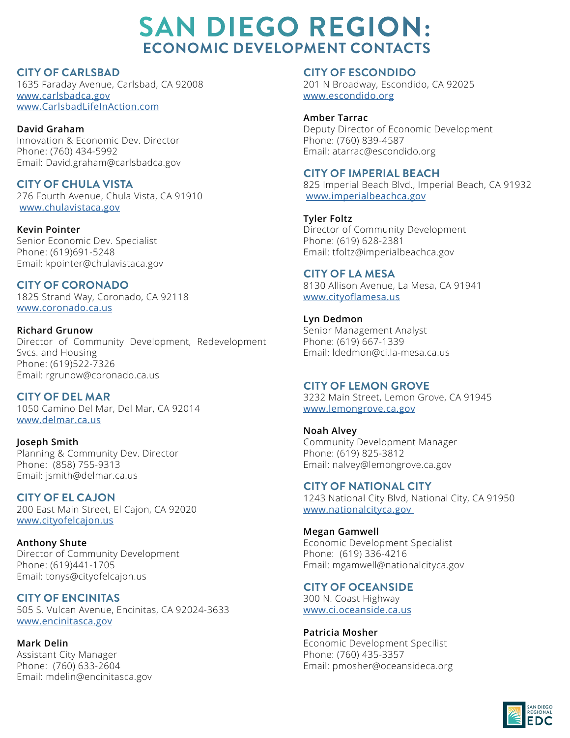# SAN DIEGO REGION:
## ECONOMIC DEVELOPMENT CONTACTS

### CITY OF CARLSBAD
1635 Faraday Avenue, Carlsbad, CA 92008
www.carlsbadca.gov
www.CarlsbadLifeInAction.com

**David Graham**
Innovation & Economic Dev. Director
Phone: (760) 434-5992
Email: David.graham@carlsbadca.gov

### CITY OF CHULA VISTA
276 Fourth Avenue, Chula Vista, CA 91910
www.chulavistaca.gov

**Kevin Pointer**
Senior Economic Dev. Specialist
Phone: (619)691-5248
Email: kpointer@chulavistaca.gov

### CITY OF CORONADO
1825 Strand Way, Coronado, CA 92118
www.coronado.ca.us

**Richard Grunow**
Director of Community Development, Redevelopment Svcs. and Housing
Phone: (619)522-7326
Email: rgrunow@coronado.ca.us

### CITY OF DEL MAR
1050 Camino Del Mar, Del Mar, CA 92014
www.delmar.ca.us

**Joseph Smith**
Planning & Community Dev. Director
Phone: (858) 755-9313
Email: jsmith@delmar.ca.us

### CITY OF EL CAJON
200 East Main Street, El Cajon, CA 92020
www.cityofelcajon.us

**Anthony Shute**
Director of Community Development
Phone: (619)441-1705
Email: tonys@cityofelcajon.us

### CITY OF ENCINITAS
505 S. Vulcan Avenue, Encinitas, CA 92024-3633
www.encinitasca.gov

**Mark Delin**
Assistant City Manager
Phone: (760) 633-2604
Email: mdelin@encinitasca.gov

### CITY OF ESCONDIDO
201 N Broadway, Escondido, CA 92025
www.escondido.org

**Amber Tarrac**
Deputy Director of Economic Development
Phone: (760) 839-4587
Email: atarrac@escondido.org

### CITY OF IMPERIAL BEACH
825 Imperial Beach Blvd., Imperial Beach, CA 91932
www.imperialbeachca.gov

**Tyler Foltz**
Director of Community Development
Phone: (619) 628-2381
Email: tfoltz@imperialbeachca.gov

### CITY OF LA MESA
8130 Allison Avenue, La Mesa, CA 91941
www.cityoflamesa.us

**Lyn Dedmon**
Senior Management Analyst
Phone: (619) 667-1339
Email: ldedmon@ci.la-mesa.ca.us

### CITY OF LEMON GROVE
3232 Main Street, Lemon Grove, CA 91945
www.lemongrove.ca.gov

**Noah Alvey**
Community Development Manager
Phone: (619) 825-3812
Email: nalvey@lemongrove.ca.gov

### CITY OF NATIONAL CITY
1243 National City Blvd, National City, CA 91950
www.nationalcityca.gov

**Megan Gamwell**
Economic Development Specialist
Phone: (619) 336-4216
Email: mgamwell@nationalcityca.gov

### CITY OF OCEANSIDE
300 N. Coast Highway
www.ci.oceanside.ca.us

**Patricia Mosher**
Economic Development Specilist
Phone: (760) 435-3357
Email: pmosher@oceansideca.org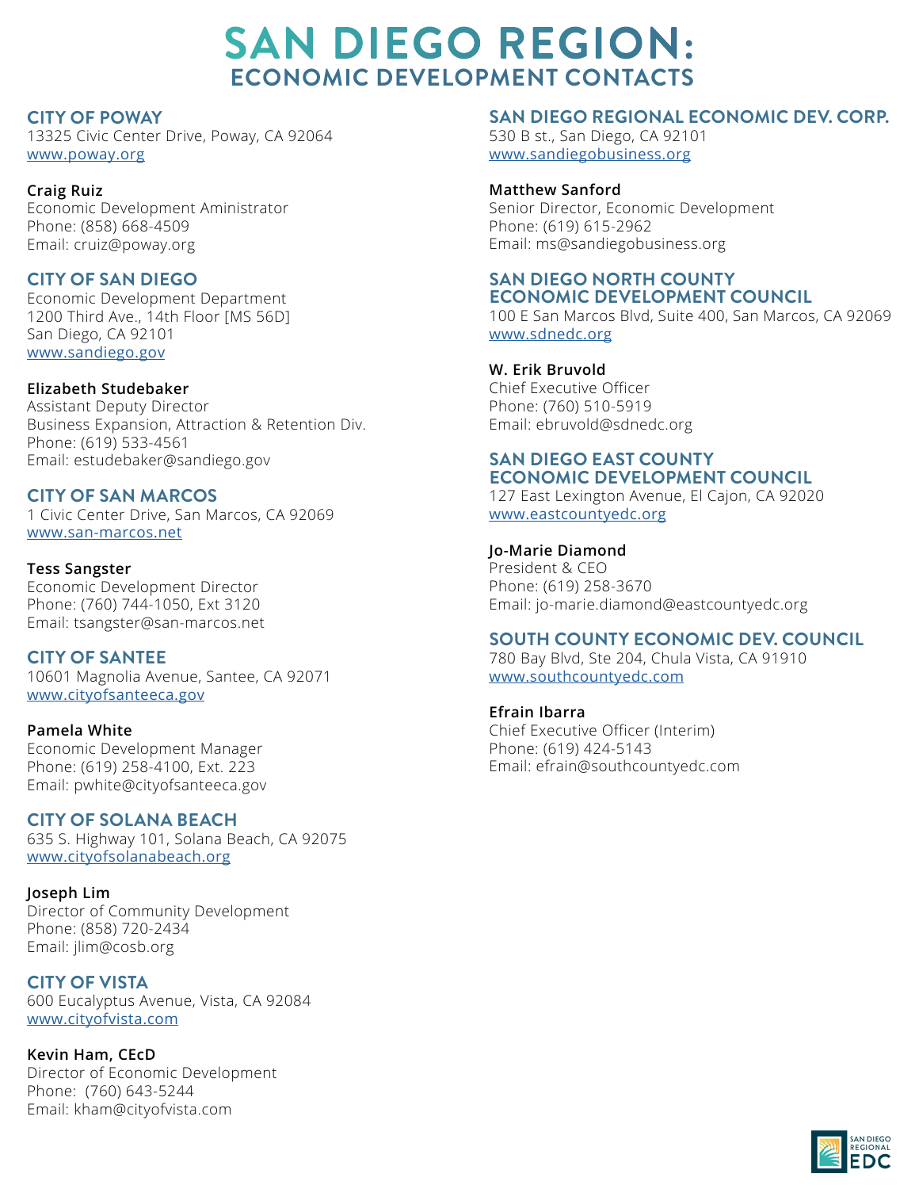# SAN DIEGO REGION:
## ECONOMIC DEVELOPMENT CONTACTS

### CITY OF POWAY
13325 Civic Center Drive, Poway, CA 92064
www.poway.org

**Craig Ruiz**
Economic Development Aministrator
Phone: (858) 668-4509
Email: cruiz@poway.org

### CITY OF SAN DIEGO
Economic Development Department
1200 Third Ave., 14th Floor [MS 56D]
San Diego, CA 92101
www.sandiego.gov

**Elizabeth Studebaker**
Assistant Deputy Director
Business Expansion, Attraction & Retention Div.
Phone: (619) 533-4561
Email: estudebaker@sandiego.gov

### CITY OF SAN MARCOS
1 Civic Center Drive, San Marcos, CA 92069
www.san-marcos.net

**Tess Sangster**
Economic Development Director
Phone: (760) 744-1050, Ext 3120
Email: tsangster@san-marcos.net

### CITY OF SANTEE
10601 Magnolia Avenue, Santee, CA 92071
www.cityofsanteeca.gov

**Pamela White**
Economic Development Manager
Phone: (619) 258-4100, Ext. 223
Email: pwhite@cityofsanteeca.gov

### CITY OF SOLANA BEACH
635 S. Highway 101, Solana Beach, CA 92075
www.cityofsolanabeach.org

**Joseph Lim**
Director of Community Development
Phone: (858) 720-2434
Email: jlim@cosb.org

### CITY OF VISTA
600 Eucalyptus Avenue, Vista, CA 92084
www.cityofvista.com

**Kevin Ham, CEcD**
Director of Economic Development
Phone: (760) 643-5244
Email: kham@cityofvista.com

### SAN DIEGO REGIONAL ECONOMIC DEV. CORP.
530 B st., San Diego, CA 92101
www.sandiegobusiness.org

**Matthew Sanford**
Senior Director, Economic Development
Phone: (619) 615-2962
Email: ms@sandiegobusiness.org

### SAN DIEGO NORTH COUNTY ECONOMIC DEVELOPMENT COUNCIL
100 E San Marcos Blvd, Suite 400, San Marcos, CA 92069
www.sdnedc.org

**W. Erik Bruvold**
Chief Executive Officer
Phone: (760) 510-5919
Email: ebruvold@sdnedc.org

### SAN DIEGO EAST COUNTY ECONOMIC DEVELOPMENT COUNCIL
127 East Lexington Avenue, El Cajon, CA 92020
www.eastcountyedc.org

**Jo-Marie Diamond**
President & CEO
Phone: (619) 258-3670
Email: jo-marie.diamond@eastcountyedc.org

### SOUTH COUNTY ECONOMIC DEV. COUNCIL
780 Bay Blvd, Ste 204, Chula Vista, CA 91910
www.southcountyedc.com

**Efrain Ibarra**
Chief Executive Officer (Interim)
Phone: (619) 424-5143
Email: efrain@southcountyedc.com